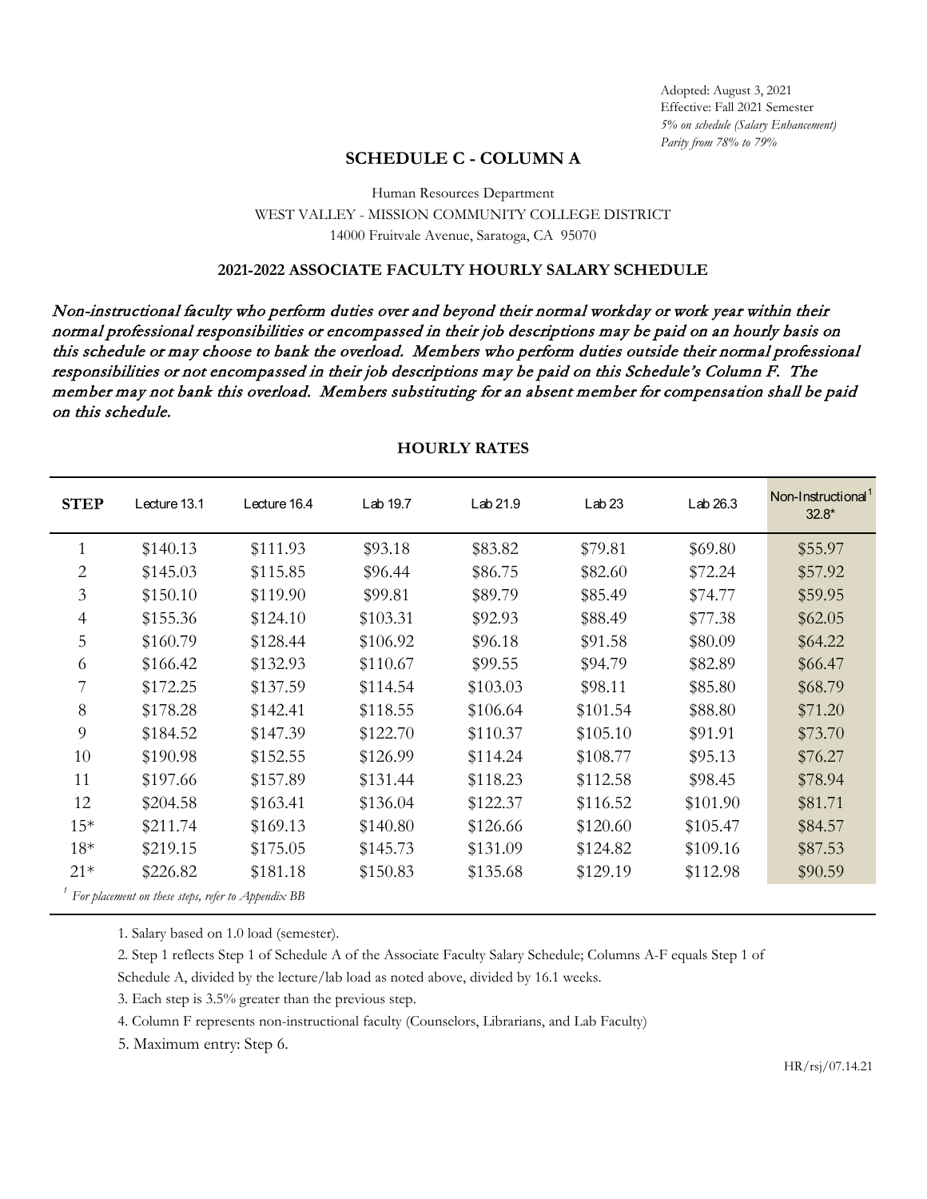Adopted: August 3, 2021
Effective: Fall 2021 Semester
*5% on schedule (Salary Enhancement)*
*Parity from 78% to 79%*

## SCHEDULE C - COLUMN A

Human Resources Department
WEST VALLEY - MISSION COMMUNITY COLLEGE DISTRICT
14000 Fruitvale Avenue, Saratoga, CA 95070

### 2021-2022 ASSOCIATE FACULTY HOURLY SALARY SCHEDULE

*Non-instructional faculty who perform duties over and beyond their normal workday or work year within their normal professional responsibilities or encompassed in their job descriptions may be paid on an hourly basis on this schedule or may choose to bank the overload. Members who perform duties outside their normal professional responsibilities or not encompassed in their job descriptions may be paid on this Schedule's Column F. The member may not bank this overload. Members substituting for an absent member for compensation shall be paid on this schedule.*

### HOURLY RATES

| STEP | Lecture 13.1 | Lecture 16.4 | Lab 19.7 | Lab 21.9 | Lab 23 | Lab 26.3 | Non-Instructional[1] 32.8* |
|---|---|---|---|---|---|---|---|
| 1 | $140.13 | $111.93 | $93.18 | $83.82 | $79.81 | $69.80 | $55.97 |
| 2 | $145.03 | $115.85 | $96.44 | $86.75 | $82.60 | $72.24 | $57.92 |
| 3 | $150.10 | $119.90 | $99.81 | $89.79 | $85.49 | $74.77 | $59.95 |
| 4 | $155.36 | $124.10 | $103.31 | $92.93 | $88.49 | $77.38 | $62.05 |
| 5 | $160.79 | $128.44 | $106.92 | $96.18 | $91.58 | $80.09 | $64.22 |
| 6 | $166.42 | $132.93 | $110.67 | $99.55 | $94.79 | $82.89 | $66.47 |
| 7 | $172.25 | $137.59 | $114.54 | $103.03 | $98.11 | $85.80 | $68.79 |
| 8 | $178.28 | $142.41 | $118.55 | $106.64 | $101.54 | $88.80 | $71.20 |
| 9 | $184.52 | $147.39 | $122.70 | $110.37 | $105.10 | $91.91 | $73.70 |
| 10 | $190.98 | $152.55 | $126.99 | $114.24 | $108.77 | $95.13 | $76.27 |
| 11 | $197.66 | $157.89 | $131.44 | $118.23 | $112.58 | $98.45 | $78.94 |
| 12 | $204.58 | $163.41 | $136.04 | $122.37 | $116.52 | $101.90 | $81.71 |
| 15* | $211.74 | $169.13 | $140.80 | $126.66 | $120.60 | $105.47 | $84.57 |
| 18* | $219.15 | $175.05 | $145.73 | $131.09 | $124.82 | $109.16 | $87.53 |
| 21* | $226.82 | $181.18 | $150.83 | $135.68 | $129.19 | $112.98 | $90.59 |

[1] *For placement on these steps, refer to Appendix BB*

1. Salary based on 1.0 load (semester).
2. Step 1 reflects Step 1 of Schedule A of the Associate Faculty Salary Schedule; Columns A-F equals Step 1 of Schedule A, divided by the lecture/lab load as noted above, divided by 16.1 weeks.
3. Each step is 3.5% greater than the previous step.
4. Column F represents non-instructional faculty (Counselors, Librarians, and Lab Faculty)
5. Maximum entry: Step 6.

HR/rsj/07.14.21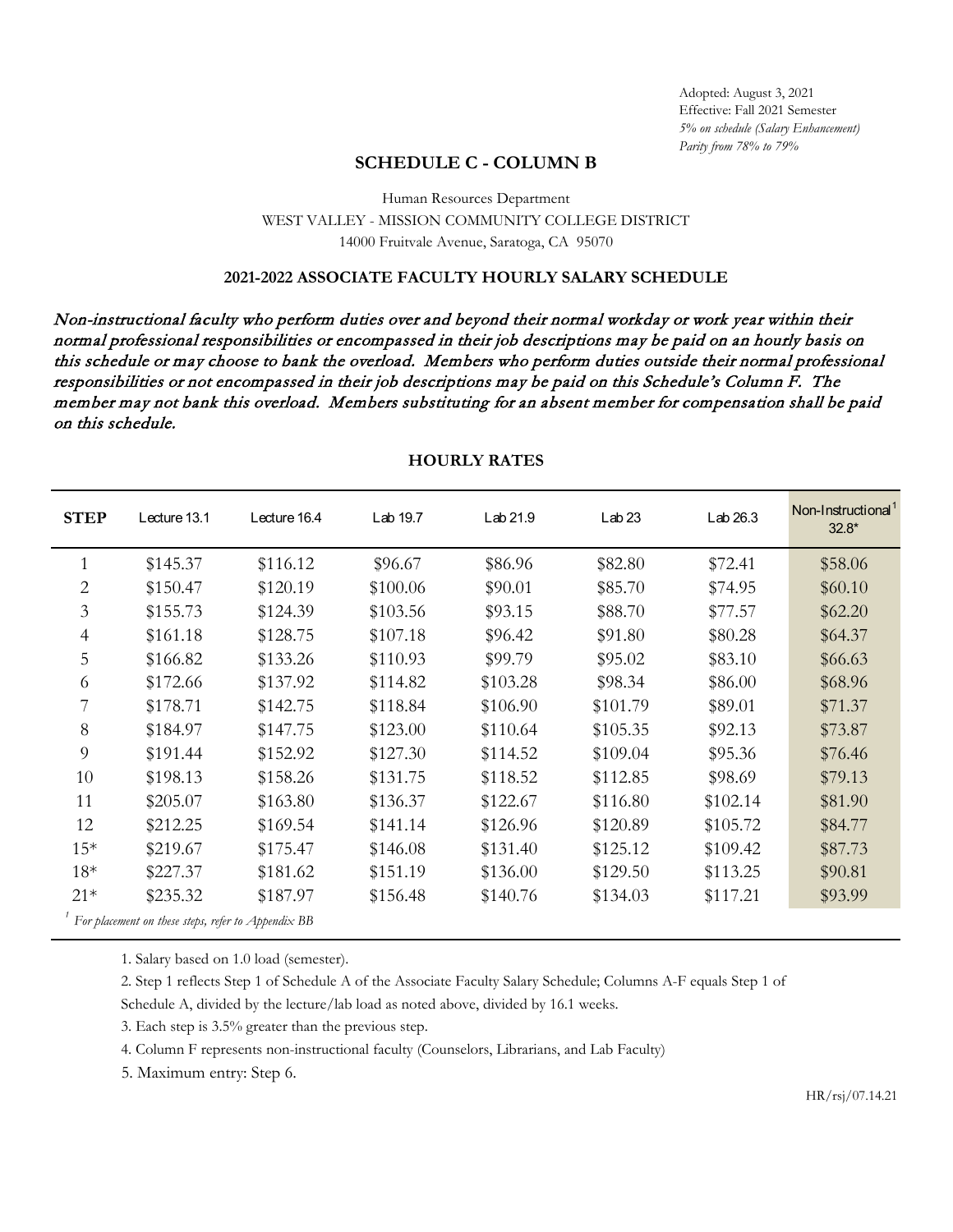Adopted: August 3, 2021
Effective: Fall 2021 Semester
*5% on schedule (Salary Enhancement)*
*Parity from 78% to 79%*

## SCHEDULE C - COLUMN B

Human Resources Department
WEST VALLEY - MISSION COMMUNITY COLLEGE DISTRICT
14000 Fruitvale Avenue, Saratoga, CA 95070

### 2021-2022 ASSOCIATE FACULTY HOURLY SALARY SCHEDULE

*Non-instructional faculty who perform duties over and beyond their normal workday or work year within their normal professional responsibilities or encompassed in their job descriptions may be paid on an hourly basis on this schedule or may choose to bank the overload. Members who perform duties outside their normal professional responsibilities or not encompassed in their job descriptions may be paid on this Schedule's Column F. The member may not bank this overload. Members substituting for an absent member for compensation shall be paid on this schedule.*

### HOURLY RATES

| STEP | Lecture 13.1 | Lecture 16.4 | Lab 19.7 | Lab 21.9 | Lab 23 | Lab 26.3 | Non-Instructional[1] 32.8* |
|---|---|---|---|---|---|---|---|
| 1 | $145.37 | $116.12 | $96.67 | $86.96 | $82.80 | $72.41 | $58.06 |
| 2 | $150.47 | $120.19 | $100.06 | $90.01 | $85.70 | $74.95 | $60.10 |
| 3 | $155.73 | $124.39 | $103.56 | $93.15 | $88.70 | $77.57 | $62.20 |
| 4 | $161.18 | $128.75 | $107.18 | $96.42 | $91.80 | $80.28 | $64.37 |
| 5 | $166.82 | $133.26 | $110.93 | $99.79 | $95.02 | $83.10 | $66.63 |
| 6 | $172.66 | $137.92 | $114.82 | $103.28 | $98.34 | $86.00 | $68.96 |
| 7 | $178.71 | $142.75 | $118.84 | $106.90 | $101.79 | $89.01 | $71.37 |
| 8 | $184.97 | $147.75 | $123.00 | $110.64 | $105.35 | $92.13 | $73.87 |
| 9 | $191.44 | $152.92 | $127.30 | $114.52 | $109.04 | $95.36 | $76.46 |
| 10 | $198.13 | $158.26 | $131.75 | $118.52 | $112.85 | $98.69 | $79.13 |
| 11 | $205.07 | $163.80 | $136.37 | $122.67 | $116.80 | $102.14 | $81.90 |
| 12 | $212.25 | $169.54 | $141.14 | $126.96 | $120.89 | $105.72 | $84.77 |
| 15* | $219.67 | $175.47 | $146.08 | $131.40 | $125.12 | $109.42 | $87.73 |
| 18* | $227.37 | $181.62 | $151.19 | $136.00 | $129.50 | $113.25 | $90.81 |
| 21* | $235.32 | $187.97 | $156.48 | $140.76 | $134.03 | $117.21 | $93.99 |

[1] *For placement on these steps, refer to Appendix BB*

1. Salary based on 1.0 load (semester).
2. Step 1 reflects Step 1 of Schedule A of the Associate Faculty Salary Schedule; Columns A-F equals Step 1 of Schedule A, divided by the lecture/lab load as noted above, divided by 16.1 weeks.
3. Each step is 3.5% greater than the previous step.
4. Column F represents non-instructional faculty (Counselors, Librarians, and Lab Faculty)
5. Maximum entry: Step 6.

HR/rsj/07.14.21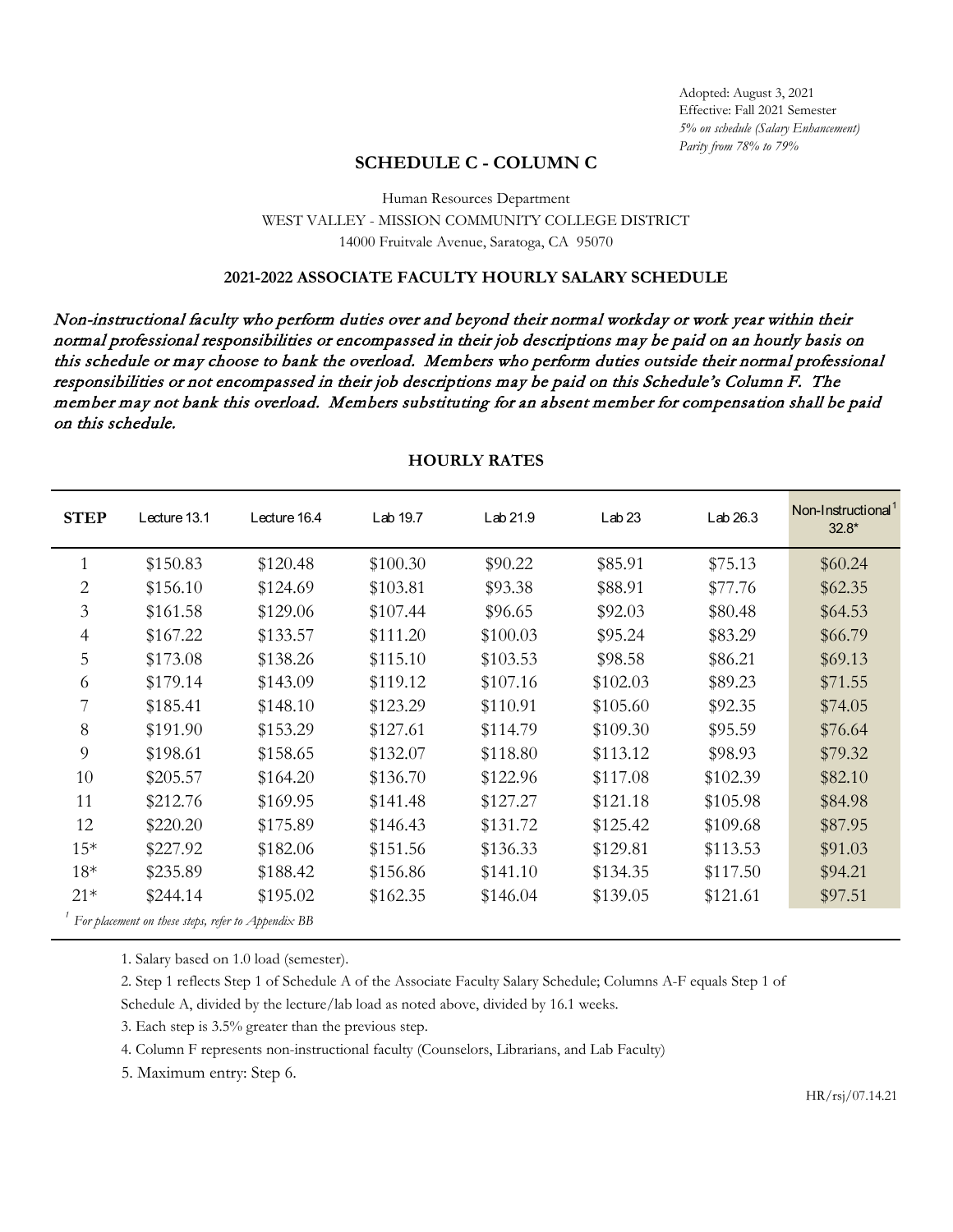Adopted: August 3, 2021
Effective: Fall 2021 Semester
*5% on schedule (Salary Enhancement)*
*Parity from 78% to 79%*

## SCHEDULE C - COLUMN C

Human Resources Department
WEST VALLEY - MISSION COMMUNITY COLLEGE DISTRICT
14000 Fruitvale Avenue, Saratoga, CA 95070

### 2021-2022 ASSOCIATE FACULTY HOURLY SALARY SCHEDULE

*Non-instructional faculty who perform duties over and beyond their normal workday or work year within their normal professional responsibilities or encompassed in their job descriptions may be paid on an hourly basis on this schedule or may choose to bank the overload. Members who perform duties outside their normal professional responsibilities or not encompassed in their job descriptions may be paid on this Schedule's Column F. The member may not bank this overload. Members substituting for an absent member for compensation shall be paid on this schedule.*

### HOURLY RATES

| STEP | Lecture 13.1 | Lecture 16.4 | Lab 19.7 | Lab 21.9 | Lab 23 | Lab 26.3 | Non-Instructional[1] 32.8* |
|---|---|---|---|---|---|---|---|
| 1 | $150.83 | $120.48 | $100.30 | $90.22 | $85.91 | $75.13 | $60.24 |
| 2 | $156.10 | $124.69 | $103.81 | $93.38 | $88.91 | $77.76 | $62.35 |
| 3 | $161.58 | $129.06 | $107.44 | $96.65 | $92.03 | $80.48 | $64.53 |
| 4 | $167.22 | $133.57 | $111.20 | $100.03 | $95.24 | $83.29 | $66.79 |
| 5 | $173.08 | $138.26 | $115.10 | $103.53 | $98.58 | $86.21 | $69.13 |
| 6 | $179.14 | $143.09 | $119.12 | $107.16 | $102.03 | $89.23 | $71.55 |
| 7 | $185.41 | $148.10 | $123.29 | $110.91 | $105.60 | $92.35 | $74.05 |
| 8 | $191.90 | $153.29 | $127.61 | $114.79 | $109.30 | $95.59 | $76.64 |
| 9 | $198.61 | $158.65 | $132.07 | $118.80 | $113.12 | $98.93 | $79.32 |
| 10 | $205.57 | $164.20 | $136.70 | $122.96 | $117.08 | $102.39 | $82.10 |
| 11 | $212.76 | $169.95 | $141.48 | $127.27 | $121.18 | $105.98 | $84.98 |
| 12 | $220.20 | $175.89 | $146.43 | $131.72 | $125.42 | $109.68 | $87.95 |
| 15* | $227.92 | $182.06 | $151.56 | $136.33 | $129.81 | $113.53 | $91.03 |
| 18* | $235.89 | $188.42 | $156.86 | $141.10 | $134.35 | $117.50 | $94.21 |
| 21* | $244.14 | $195.02 | $162.35 | $146.04 | $139.05 | $121.61 | $97.51 |

[1] *For placement on these steps, refer to Appendix BB*

1. Salary based on 1.0 load (semester).
2. Step 1 reflects Step 1 of Schedule A of the Associate Faculty Salary Schedule; Columns A-F equals Step 1 of Schedule A, divided by the lecture/lab load as noted above, divided by 16.1 weeks.
3. Each step is 3.5% greater than the previous step.
4. Column F represents non-instructional faculty (Counselors, Librarians, and Lab Faculty)
5. Maximum entry: Step 6.

HR/rsj/07.14.21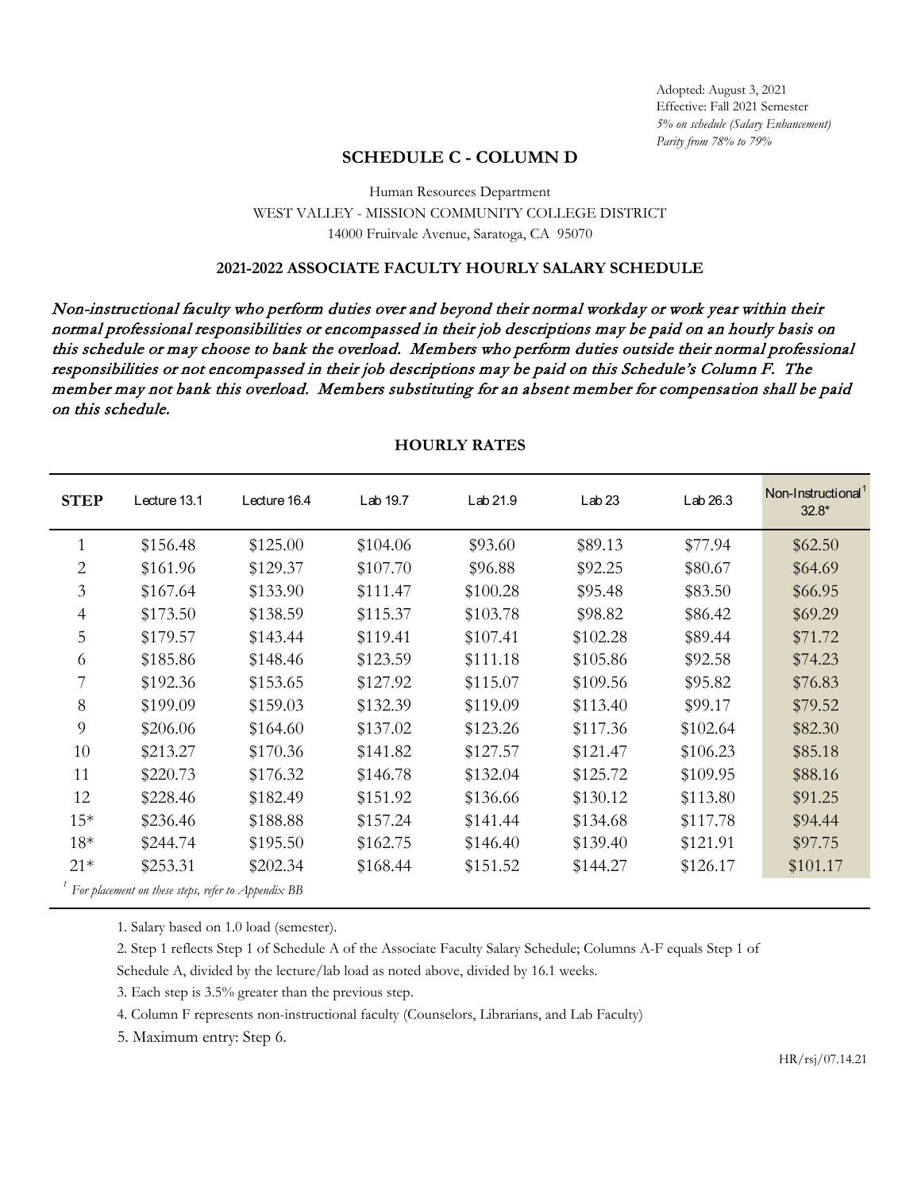Adopted: August 3, 2021
Effective: Fall 2021 Semester
*5% on schedule (Salary Enhancement)*
*Parity from 78% to 79%*

## SCHEDULE C - COLUMN D

Human Resources Department
WEST VALLEY - MISSION COMMUNITY COLLEGE DISTRICT
14000 Fruitvale Avenue, Saratoga, CA 95070

### 2021-2022 ASSOCIATE FACULTY HOURLY SALARY SCHEDULE

*Non-instructional faculty who perform duties over and beyond their normal workday or work year within their normal professional responsibilities or encompassed in their job descriptions may be paid on an hourly basis on this schedule or may choose to bank the overload. Members who perform duties outside their normal professional responsibilities or not encompassed in their job descriptions may be paid on this Schedule's Column F. The member may not bank this overload. Members substituting for an absent member for compensation shall be paid on this schedule.*

**HOURLY RATES**

| STEP | Lecture 13.1 | Lecture 16.4 | Lab 19.7 | Lab 21.9 | Lab 23 | Lab 26.3 | Non-Instructional[1] 32.8* |
|---|---|---|---|---|---|---|---|
| 1 | $156.48 | $125.00 | $104.06 | $93.60 | $89.13 | $77.94 | $62.50 |
| 2 | $161.96 | $129.37 | $107.70 | $96.88 | $92.25 | $80.67 | $64.69 |
| 3 | $167.64 | $133.90 | $111.47 | $100.28 | $95.48 | $83.50 | $66.95 |
| 4 | $173.50 | $138.59 | $115.37 | $103.78 | $98.82 | $86.42 | $69.29 |
| 5 | $179.57 | $143.44 | $119.41 | $107.41 | $102.28 | $89.44 | $71.72 |
| 6 | $185.86 | $148.46 | $123.59 | $111.18 | $105.86 | $92.58 | $74.23 |
| 7 | $192.36 | $153.65 | $127.92 | $115.07 | $109.56 | $95.82 | $76.83 |
| 8 | $199.09 | $159.03 | $132.39 | $119.09 | $113.40 | $99.17 | $79.52 |
| 9 | $206.06 | $164.60 | $137.02 | $123.26 | $117.36 | $102.64 | $82.30 |
| 10 | $213.27 | $170.36 | $141.82 | $127.57 | $121.47 | $106.23 | $85.18 |
| 11 | $220.73 | $176.32 | $146.78 | $132.04 | $125.72 | $109.95 | $88.16 |
| 12 | $228.46 | $182.49 | $151.92 | $136.66 | $130.12 | $113.80 | $91.25 |
| 15* | $236.46 | $188.88 | $157.24 | $141.44 | $134.68 | $117.78 | $94.44 |
| 18* | $244.74 | $195.50 | $162.75 | $146.40 | $139.40 | $121.91 | $97.75 |
| 21* | $253.31 | $202.34 | $168.44 | $151.52 | $144.27 | $126.17 | $101.17 |

[1] *For placement on these steps, refer to Appendix BB*

1. Salary based on 1.0 load (semester).
2. Step 1 reflects Step 1 of Schedule A of the Associate Faculty Salary Schedule; Columns A-F equals Step 1 of Schedule A, divided by the lecture/lab load as noted above, divided by 16.1 weeks.
3. Each step is 3.5% greater than the previous step.
4. Column F represents non-instructional faculty (Counselors, Librarians, and Lab Faculty)
5. Maximum entry: Step 6.

HR/rsj/07.14.21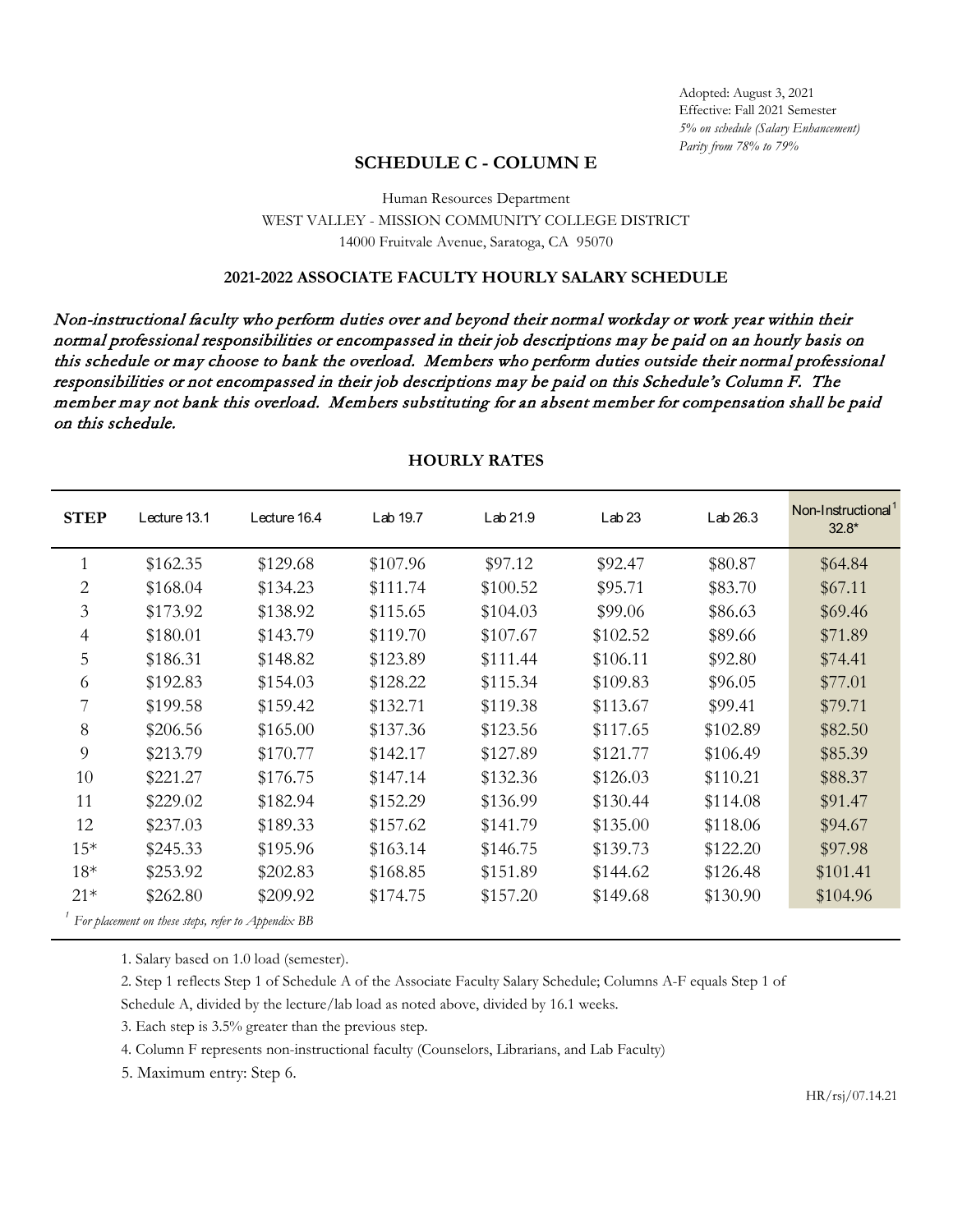Adopted: August 3, 2021
Effective: Fall 2021 Semester
*5% on schedule (Salary Enhancement)*
*Parity from 78% to 79%*

## SCHEDULE C - COLUMN E

Human Resources Department
WEST VALLEY - MISSION COMMUNITY COLLEGE DISTRICT
14000 Fruitvale Avenue, Saratoga, CA 95070

### 2021-2022 ASSOCIATE FACULTY HOURLY SALARY SCHEDULE

*Non-instructional faculty who perform duties over and beyond their normal workday or work year within their normal professional responsibilities or encompassed in their job descriptions may be paid on an hourly basis on this schedule or may choose to bank the overload. Members who perform duties outside their normal professional responsibilities or not encompassed in their job descriptions may be paid on this Schedule's Column F. The member may not bank this overload. Members substituting for an absent member for compensation shall be paid on this schedule.*

**HOURLY RATES**

| STEP | Lecture 13.1 | Lecture 16.4 | Lab 19.7 | Lab 21.9 | Lab 23 | Lab 26.3 | Non-Instructional[1] 32.8* |
|---|---|---|---|---|---|---|---|
| 1 | $162.35 | $129.68 | $107.96 | $97.12 | $92.47 | $80.87 | $64.84 |
| 2 | $168.04 | $134.23 | $111.74 | $100.52 | $95.71 | $83.70 | $67.11 |
| 3 | $173.92 | $138.92 | $115.65 | $104.03 | $99.06 | $86.63 | $69.46 |
| 4 | $180.01 | $143.79 | $119.70 | $107.67 | $102.52 | $89.66 | $71.89 |
| 5 | $186.31 | $148.82 | $123.89 | $111.44 | $106.11 | $92.80 | $74.41 |
| 6 | $192.83 | $154.03 | $128.22 | $115.34 | $109.83 | $96.05 | $77.01 |
| 7 | $199.58 | $159.42 | $132.71 | $119.38 | $113.67 | $99.41 | $79.71 |
| 8 | $206.56 | $165.00 | $137.36 | $123.56 | $117.65 | $102.89 | $82.50 |
| 9 | $213.79 | $170.77 | $142.17 | $127.89 | $121.77 | $106.49 | $85.39 |
| 10 | $221.27 | $176.75 | $147.14 | $132.36 | $126.03 | $110.21 | $88.37 |
| 11 | $229.02 | $182.94 | $152.29 | $136.99 | $130.44 | $114.08 | $91.47 |
| 12 | $237.03 | $189.33 | $157.62 | $141.79 | $135.00 | $118.06 | $94.67 |
| 15* | $245.33 | $195.96 | $163.14 | $146.75 | $139.73 | $122.20 | $97.98 |
| 18* | $253.92 | $202.83 | $168.85 | $151.89 | $144.62 | $126.48 | $101.41 |
| 21* | $262.80 | $209.92 | $174.75 | $157.20 | $149.68 | $130.90 | $104.96 |

[1] *For placement on these steps, refer to Appendix BB*

1. Salary based on 1.0 load (semester).
2. Step 1 reflects Step 1 of Schedule A of the Associate Faculty Salary Schedule; Columns A-F equals Step 1 of Schedule A, divided by the lecture/lab load as noted above, divided by 16.1 weeks.
3. Each step is 3.5% greater than the previous step.
4. Column F represents non-instructional faculty (Counselors, Librarians, and Lab Faculty)
5. Maximum entry: Step 6.

HR/rsj/07.14.21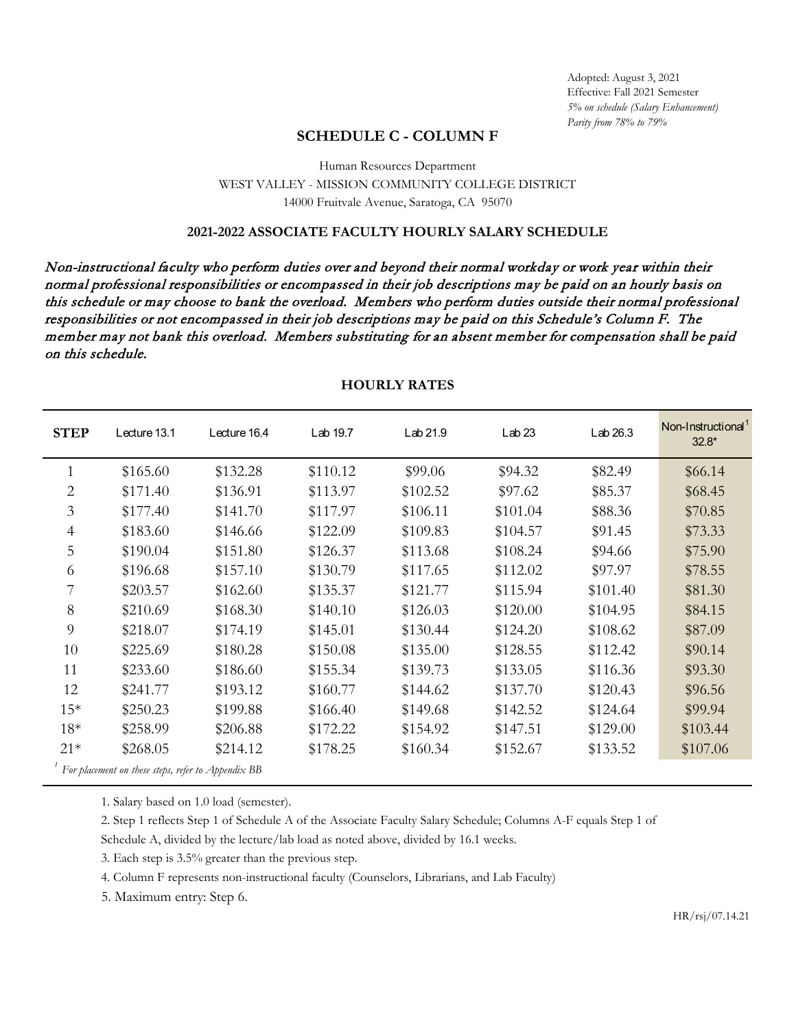Adopted: August 3, 2021
Effective: Fall 2021 Semester
*5% on schedule (Salary Enhancement)*
*Parity from 78% to 79%*

## SCHEDULE C - COLUMN F

Human Resources Department
WEST VALLEY - MISSION COMMUNITY COLLEGE DISTRICT
14000 Fruitvale Avenue, Saratoga, CA 95070

### 2021-2022 ASSOCIATE FACULTY HOURLY SALARY SCHEDULE

*Non-instructional faculty who perform duties over and beyond their normal workday or work year within their normal professional responsibilities or encompassed in their job descriptions may be paid on an hourly basis on this schedule or may choose to bank the overload. Members who perform duties outside their normal professional responsibilities or not encompassed in their job descriptions may be paid on this Schedule's Column F. The member may not bank this overload. Members substituting for an absent member for compensation shall be paid on this schedule.*

**HOURLY RATES**

| STEP | Lecture 13.1 | Lecture 16.4 | Lab 19.7 | Lab 21.9 | Lab 23 | Lab 26.3 | Non-Instructional[1] 32.8* |
|---|---|---|---|---|---|---|---|
| 1 | $165.60 | $132.28 | $110.12 | $99.06 | $94.32 | $82.49 | $66.14 |
| 2 | $171.40 | $136.91 | $113.97 | $102.52 | $97.62 | $85.37 | $68.45 |
| 3 | $177.40 | $141.70 | $117.97 | $106.11 | $101.04 | $88.36 | $70.85 |
| 4 | $183.60 | $146.66 | $122.09 | $109.83 | $104.57 | $91.45 | $73.33 |
| 5 | $190.04 | $151.80 | $126.37 | $113.68 | $108.24 | $94.66 | $75.90 |
| 6 | $196.68 | $157.10 | $130.79 | $117.65 | $112.02 | $97.97 | $78.55 |
| 7 | $203.57 | $162.60 | $135.37 | $121.77 | $115.94 | $101.40 | $81.30 |
| 8 | $210.69 | $168.30 | $140.10 | $126.03 | $120.00 | $104.95 | $84.15 |
| 9 | $218.07 | $174.19 | $145.01 | $130.44 | $124.20 | $108.62 | $87.09 |
| 10 | $225.69 | $180.28 | $150.08 | $135.00 | $128.55 | $112.42 | $90.14 |
| 11 | $233.60 | $186.60 | $155.34 | $139.73 | $133.05 | $116.36 | $93.30 |
| 12 | $241.77 | $193.12 | $160.77 | $144.62 | $137.70 | $120.43 | $96.56 |
| 15* | $250.23 | $199.88 | $166.40 | $149.68 | $142.52 | $124.64 | $99.94 |
| 18* | $258.99 | $206.88 | $172.22 | $154.92 | $147.51 | $129.00 | $103.44 |
| 21* | $268.05 | $214.12 | $178.25 | $160.34 | $152.67 | $133.52 | $107.06 |

[1] *For placement on these steps, refer to Appendix BB*

1. Salary based on 1.0 load (semester).
2. Step 1 reflects Step 1 of Schedule A of the Associate Faculty Salary Schedule; Columns A-F equals Step 1 of Schedule A, divided by the lecture/lab load as noted above, divided by 16.1 weeks.
3. Each step is 3.5% greater than the previous step.
4. Column F represents non-instructional faculty (Counselors, Librarians, and Lab Faculty)
5. Maximum entry: Step 6.

HR/rsj/07.14.21